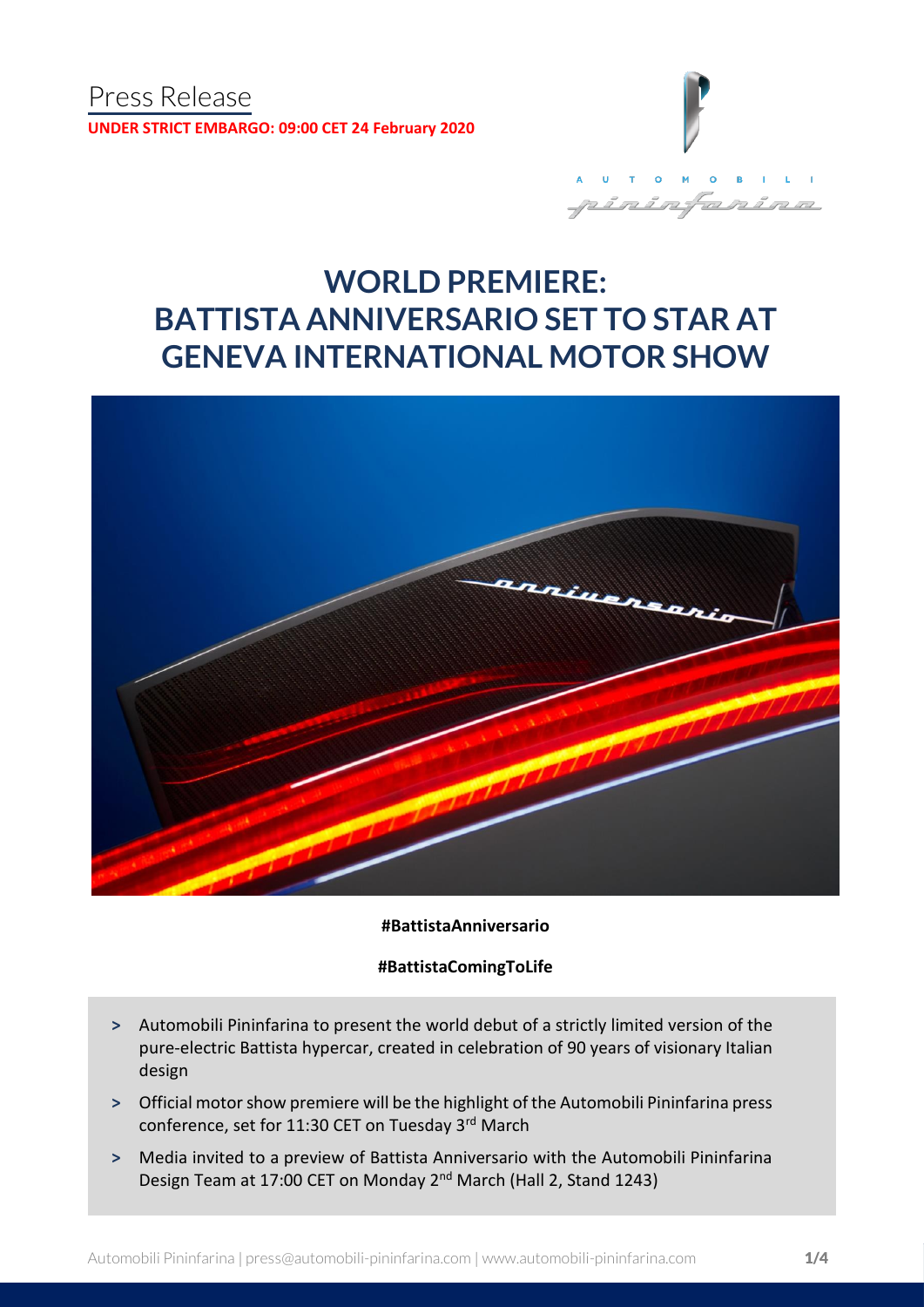Press Release

**UNDER STRICT EMBARGO: 09:00 CET 24 February 2020**

# WORLD PREMIERE: BATTISTA ANNIVERSARIO SET TO STAR AT GENEVA INTERNATIONAL MOTOR SHOW

**#BattistaAnniversario**

**#BattistaComingToLife**

- Automobili Pininfarina to present the world debut of a strictly limited version of the pure-electric Battista hypercar, created in celebration of 90 years of visionary Italian design
- Official motor show premiere will be the highlight of the Automobili Pininfarina press conference, set for 11:30 CET on Tuesday 3rd March
- Media invited to a preview of Battista Anniversario with the Automobili Pininfarina Design Team at 17:00 CET on Monday 2nd March (Hall 2, Stand 1243)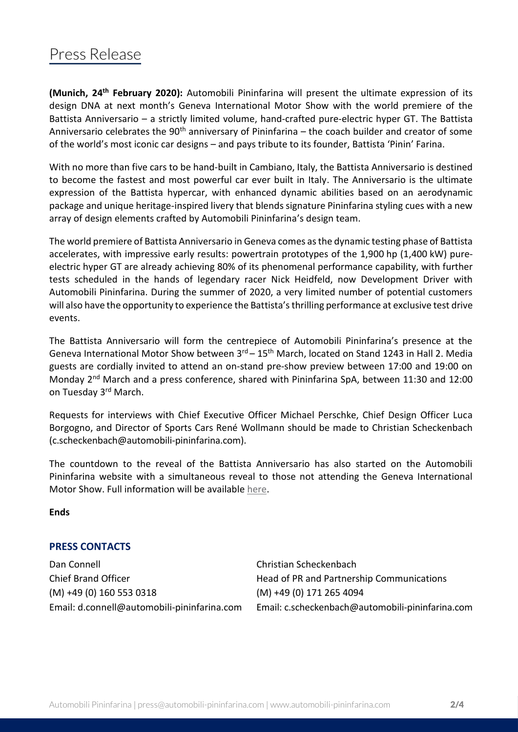# Press Release

**(Munich, 24th February 2020):** Automobili Pininfarina will present the ultimate expression of its design DNA at next month's Geneva International Motor Show with the world premiere of the Battista Anniversario – a strictly limited volume, hand-crafted pure-electric hyper GT. The Battista Anniversario celebrates the 90th anniversary of Pininfarina – the coach builder and creator of some of the world's most iconic car designs – and pays tribute to its founder, Battista 'Pinin' Farina.

With no more than five cars to be hand-built in Cambiano, Italy, the Battista Anniversario is destined to become the fastest and most powerful car ever built in Italy. The Anniversario is the ultimate expression of the Battista hypercar, with enhanced dynamic abilities based on an aerodynamic package and unique heritage-inspired livery that blends signature Pininfarina styling cues with a new array of design elements crafted by Automobili Pininfarina's design team.

The world premiere of Battista Anniversario in Geneva comes as the dynamic testing phase of Battista accelerates, with impressive early results: powertrain prototypes of the 1,900 hp (1,400 kW) pure-electric hyper GT are already achieving 80% of its phenomenal performance capability, with further tests scheduled in the hands of legendary racer Nick Heidfeld, now Development Driver with Automobili Pininfarina. During the summer of 2020, a very limited number of potential customers will also have the opportunity to experience the Battista's thrilling performance at exclusive test drive events.

The Battista Anniversario will form the centrepiece of Automobili Pininfarina's presence at the Geneva International Motor Show between 3rd – 15th March, located on Stand 1243 in Hall 2. Media guests are cordially invited to attend an on-stand pre-show preview between 17:00 and 19:00 on Monday 2nd March and a press conference, shared with Pininfarina SpA, between 11:30 and 12:00 on Tuesday 3rd March.

Requests for interviews with Chief Executive Officer Michael Perschke, Chief Design Officer Luca Borgogno, and Director of Sports Cars René Wollmann should be made to Christian Scheckenbach (c.scheckenbach@automobili-pininfarina.com).

The countdown to the reveal of the Battista Anniversario has also started on the Automobili Pininfarina website with a simultaneous reveal to those not attending the Geneva International Motor Show. Full information will be available here.

**Ends**

## PRESS CONTACTS

Dan Connell
Chief Brand Officer
(M) +49 (0) 160 553 0318
Email: d.connell@automobili-pininfarina.com

Christian Scheckenbach
Head of PR and Partnership Communications
(M) +49 (0) 171 265 4094
Email: c.scheckenbach@automobili-pininfarina.com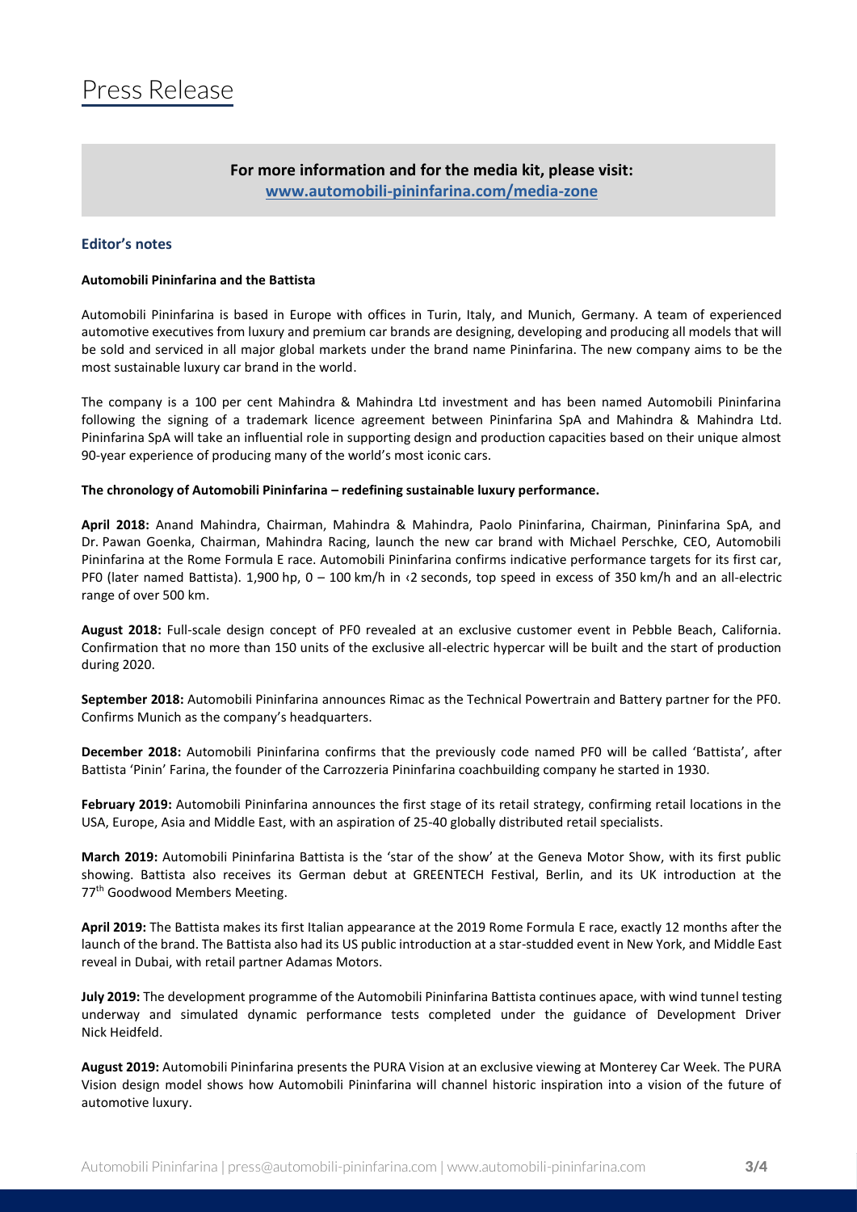# Press Release

**For more information and for the media kit, please visit:**
**[www.automobili-pininfarina.com/media-zone](www.automobili-pininfarina.com/media-zone)**

### Editor's notes

**Automobili Pininfarina and the Battista**

Automobili Pininfarina is based in Europe with offices in Turin, Italy, and Munich, Germany. A team of experienced automotive executives from luxury and premium car brands are designing, developing and producing all models that will be sold and serviced in all major global markets under the brand name Pininfarina. The new company aims to be the most sustainable luxury car brand in the world.

The company is a 100 per cent Mahindra & Mahindra Ltd investment and has been named Automobili Pininfarina following the signing of a trademark licence agreement between Pininfarina SpA and Mahindra & Mahindra Ltd. Pininfarina SpA will take an influential role in supporting design and production capacities based on their unique almost 90-year experience of producing many of the world's most iconic cars.

**The chronology of Automobili Pininfarina – redefining sustainable luxury performance.**

**April 2018:** Anand Mahindra, Chairman, Mahindra & Mahindra, Paolo Pininfarina, Chairman, Pininfarina SpA, and Dr. Pawan Goenka, Chairman, Mahindra Racing, launch the new car brand with Michael Perschke, CEO, Automobili Pininfarina at the Rome Formula E race. Automobili Pininfarina confirms indicative performance targets for its first car, PF0 (later named Battista). 1,900 hp, 0 – 100 km/h in ‹2 seconds, top speed in excess of 350 km/h and an all-electric range of over 500 km.

**August 2018:** Full-scale design concept of PF0 revealed at an exclusive customer event in Pebble Beach, California. Confirmation that no more than 150 units of the exclusive all-electric hypercar will be built and the start of production during 2020.

**September 2018:** Automobili Pininfarina announces Rimac as the Technical Powertrain and Battery partner for the PF0. Confirms Munich as the company's headquarters.

**December 2018:** Automobili Pininfarina confirms that the previously code named PF0 will be called 'Battista', after Battista 'Pinin' Farina, the founder of the Carrozzeria Pininfarina coachbuilding company he started in 1930.

**February 2019:** Automobili Pininfarina announces the first stage of its retail strategy, confirming retail locations in the USA, Europe, Asia and Middle East, with an aspiration of 25-40 globally distributed retail specialists.

**March 2019:** Automobili Pininfarina Battista is the 'star of the show' at the Geneva Motor Show, with its first public showing. Battista also receives its German debut at GREENTECH Festival, Berlin, and its UK introduction at the 77th Goodwood Members Meeting.

**April 2019:** The Battista makes its first Italian appearance at the 2019 Rome Formula E race, exactly 12 months after the launch of the brand. The Battista also had its US public introduction at a star-studded event in New York, and Middle East reveal in Dubai, with retail partner Adamas Motors.

**July 2019:** The development programme of the Automobili Pininfarina Battista continues apace, with wind tunnel testing underway and simulated dynamic performance tests completed under the guidance of Development Driver Nick Heidfeld.

**August 2019:** Automobili Pininfarina presents the PURA Vision at an exclusive viewing at Monterey Car Week. The PURA Vision design model shows how Automobili Pininfarina will channel historic inspiration into a vision of the future of automotive luxury.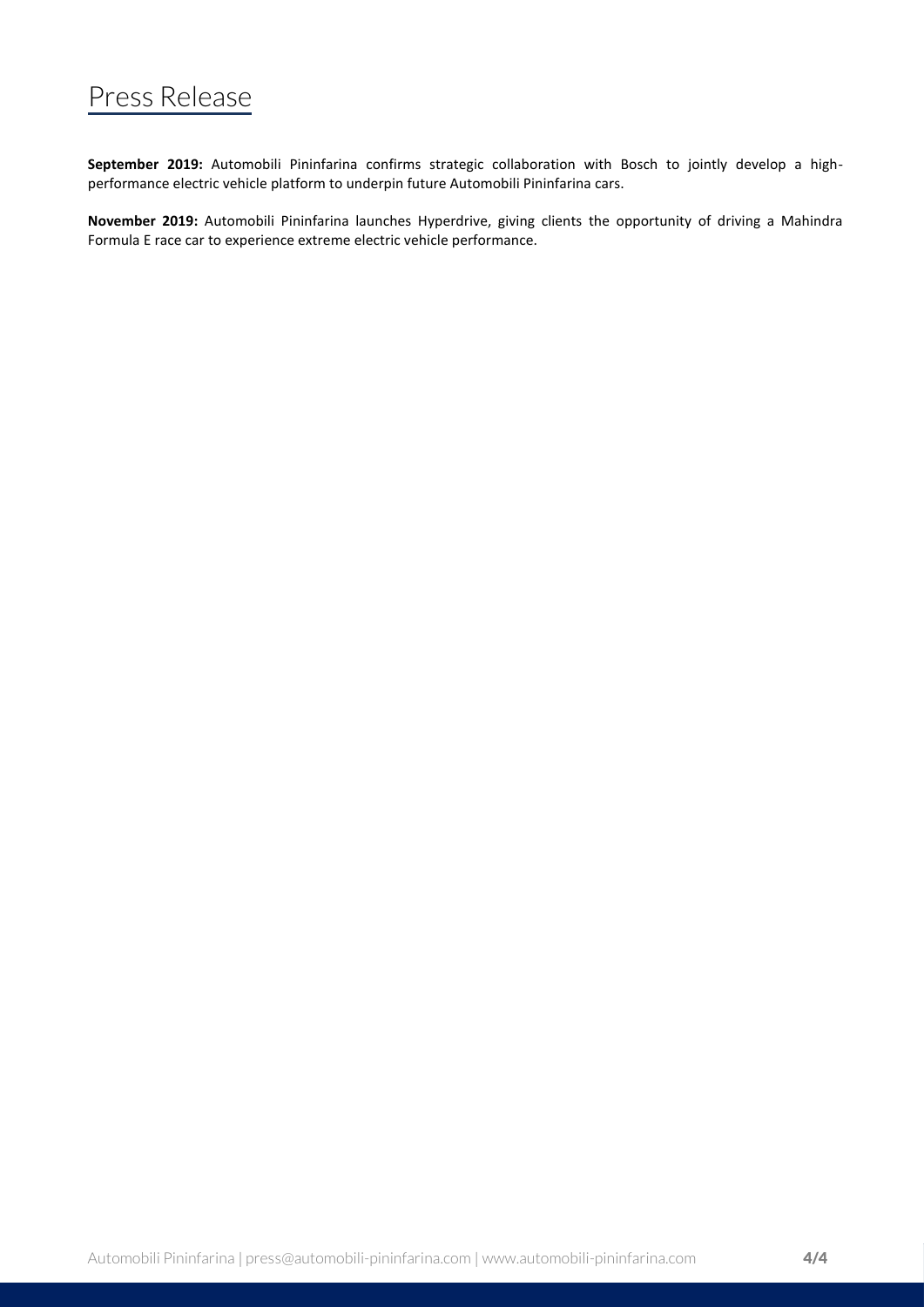**September 2019:** Automobili Pininfarina confirms strategic collaboration with Bosch to jointly develop a high-performance electric vehicle platform to underpin future Automobili Pininfarina cars.

**November 2019:** Automobili Pininfarina launches Hyperdrive, giving clients the opportunity of driving a Mahindra Formula E race car to experience extreme electric vehicle performance.